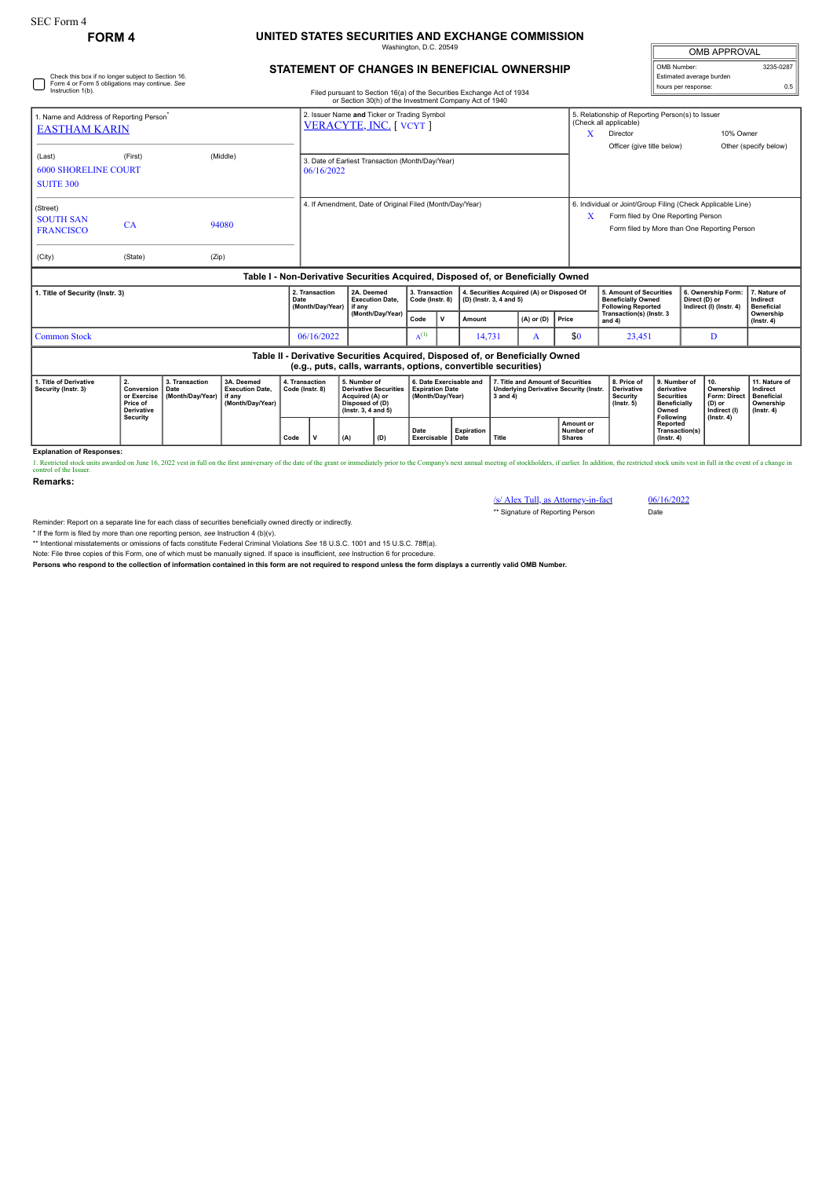SEC Form 4

**FORM 4**

# UNITED STATES SECURITIES AND EXCHANGE COMMISSION

Washington, D.C. 20549

## STATEMENT OF CHANGES IN BENEFICIAL OWNERSHIP

Filed pursuant to Section 16(a) of the Securities Exchange Act of 1934 or Section 30(h) of the Investment Company Act of 1940

| OMB APPROVAL | |
|---|---|
| OMB Number: | 3235-0287 |
| Estimated average burden | |
| hours per response: | 0.5 |

☐ Check this box if no longer subject to Section 16. Form 4 or Form 5 obligations may continue. *See* Instruction 1(b).

| 1. Name and Address of Reporting Person* | 2. Issuer Name and Ticker or Trading Symbol | 5. Relationship of Reporting Person(s) to Issuer (Check all applicable) |
|---|---|---|
| EASTHAM KARIN | VERACYTE, INC. [ VCYT ] | X Director; 10% Owner; Officer (give title below); Other (specify below) |
| (Last) (First) (Middle) 6000 SHORELINE COURT SUITE 300 | 3. Date of Earliest Transaction (Month/Day/Year) 06/16/2022 | |
| (Street) SOUTH SAN FRANCISCO CA 94080 | 4. If Amendment, Date of Original Filed (Month/Day/Year) | 6. Individual or Joint/Group Filing (Check Applicable Line) X Form filed by One Reporting Person; Form filed by More than One Reporting Person |
| (City) (State) (Zip) | | |

### Table I - Non-Derivative Securities Acquired, Disposed of, or Beneficially Owned

| 1. Title of Security (Instr. 3) | 2. Transaction Date (Month/Day/Year) | 2A. Deemed Execution Date, if any (Month/Day/Year) | 3. Transaction Code (Instr. 8) | | 4. Securities Acquired (A) or Disposed Of (D) (Instr. 3, 4 and 5) | | | 5. Amount of Securities Beneficially Owned Following Reported Transaction(s) (Instr. 3 and 4) | 6. Ownership Form: Direct (D) or Indirect (I) (Instr. 4) | 7. Nature of Indirect Beneficial Ownership (Instr. 4) |
|---|---|---|---|---|---|---|---|---|---|---|
| | | | Code | V | Amount | (A) or (D) | Price | | | |
| Common Stock | 06/16/2022 | | A[(1)] | | 14,731 | A | $0 | 23,451 | D | |

### Table II - Derivative Securities Acquired, Disposed of, or Beneficially Owned (e.g., puts, calls, warrants, options, convertible securities)

| 1. Title of Derivative Security (Instr. 3) | 2. Conversion or Exercise Price of Derivative Security | 3. Transaction Date (Month/Day/Year) | 3A. Deemed Execution Date, if any (Month/Day/Year) | 4. Transaction Code (Instr. 8) | | 5. Number of Derivative Securities Acquired (A) or Disposed of (D) (Instr. 3, 4 and 5) | | 6. Date Exercisable and Expiration Date (Month/Day/Year) | | 7. Title and Amount of Securities Underlying Derivative Security (Instr. 3 and 4) | | 8. Price of Derivative Security (Instr. 5) | 9. Number of derivative Securities Beneficially Owned Following Reported Transaction(s) (Instr. 4) | 10. Ownership Form: Direct (D) or Indirect (I) (Instr. 4) | 11. Nature of Indirect Beneficial Ownership (Instr. 4) |
|---|---|---|---|---|---|---|---|---|---|---|---|---|---|---|---|
| | | | | Code | V | (A) | (D) | Date Exercisable | Expiration Date | Title | Amount or Number of Shares | | | | |

**Explanation of Responses:**

1. Restricted stock units awarded on June 16, 2022 vest in full on the first anniversary of the date of the grant or immediately prior to the Company's next annual meeting of stockholders, if earlier. In addition, the restricted stock units vest in full in the event of a change in control of the Issuer.

**Remarks:**

/s/ Alex Tull, as Attorney-in-fact — 06/16/2022

** Signature of Reporting Person — Date

Reminder: Report on a separate line for each class of securities beneficially owned directly or indirectly.

* If the form is filed by more than one reporting person, *see* Instruction 4 (b)(v).

** Intentional misstatements or omissions of facts constitute Federal Criminal Violations *See* 18 U.S.C. 1001 and 15 U.S.C. 78ff(a).

Note: File three copies of this Form, one of which must be manually signed. If space is insufficient, *see* Instruction 6 for procedure.

**Persons who respond to the collection of information contained in this form are not required to respond unless the form displays a currently valid OMB Number.**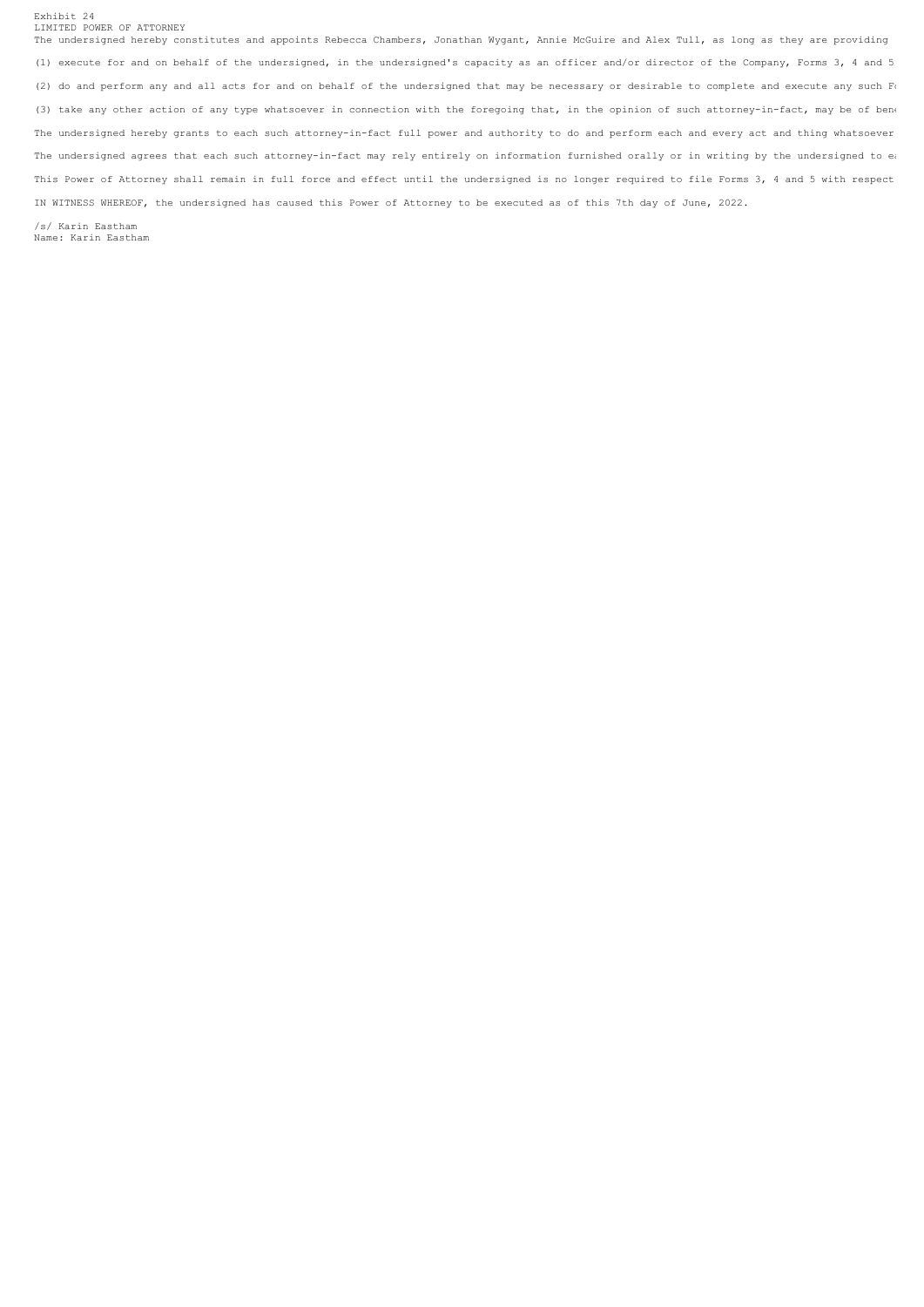Exhibit 24

LIMITED POWER OF ATTORNEY

The undersigned hereby constitutes and appoints Rebecca Chambers, Jonathan Wygant, Annie McGuire and Alex Tull, as long as they are providing

(1) execute for and on behalf of the undersigned, in the undersigned's capacity as an officer and/or director of the Company, Forms 3, 4 and 5

(2) do and perform any and all acts for and on behalf of the undersigned that may be necessary or desirable to complete and execute any such Fo

(3) take any other action of any type whatsoever in connection with the foregoing that, in the opinion of such attorney-in-fact, may be of bene

The undersigned hereby grants to each such attorney-in-fact full power and authority to do and perform each and every act and thing whatsoever

The undersigned agrees that each such attorney-in-fact may rely entirely on information furnished orally or in writing by the undersigned to ea

This Power of Attorney shall remain in full force and effect until the undersigned is no longer required to file Forms 3, 4 and 5 with respect

IN WITNESS WHEREOF, the undersigned has caused this Power of Attorney to be executed as of this 7th day of June, 2022.

/s/ Karin Eastham
Name: Karin Eastham